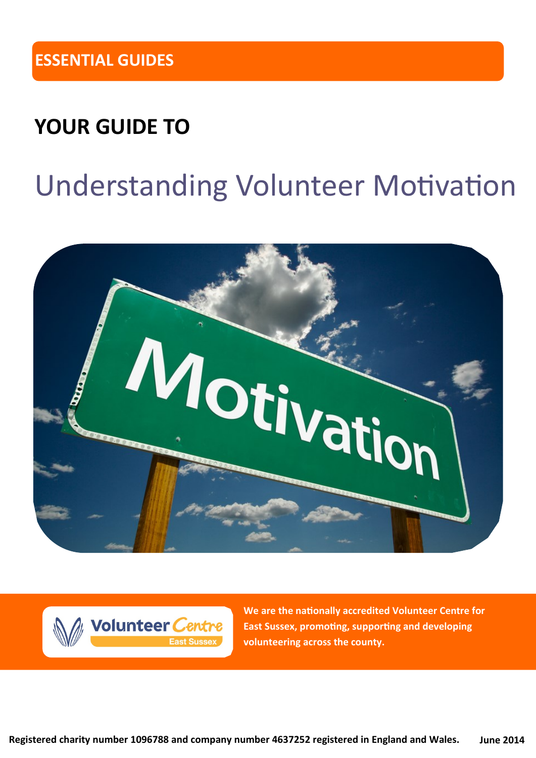ESSENTIAL GUIDES

## YOUR GUIDE TO

# Understanding Volunteer Motivation

We are the nationally accredited Volunteer Centre for East Sussex, promoting, supporting and developing volunteering across the county.

**Registered charity number 1096788 and company number 4637252 registered in England and Wales.** **June 2014**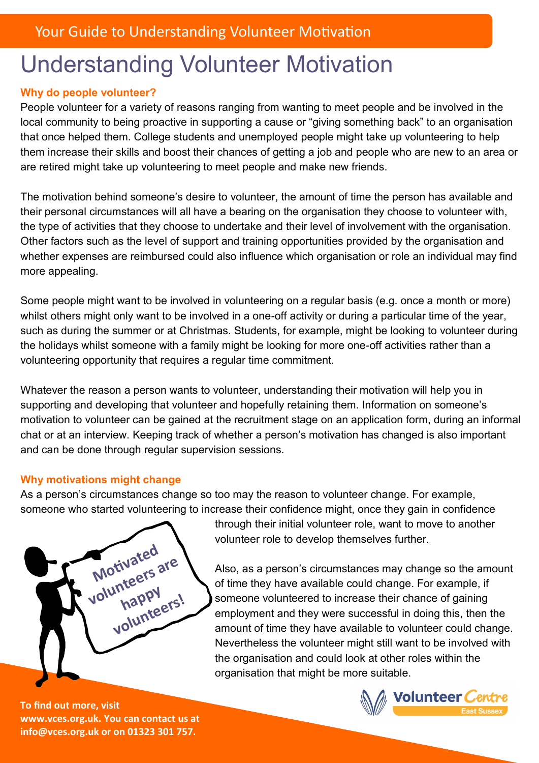# Understanding Volunteer Motivation

**Why do people volunteer?**

People volunteer for a variety of reasons ranging from wanting to meet people and be involved in the local community to being proactive in supporting a cause or "giving something back" to an organisation that once helped them. College students and unemployed people might take up volunteering to help them increase their skills and boost their chances of getting a job and people who are new to an area or are retired might take up volunteering to meet people and make new friends.

The motivation behind someone's desire to volunteer, the amount of time the person has available and their personal circumstances will all have a bearing on the organisation they choose to volunteer with, the type of activities that they choose to undertake and their level of involvement with the organisation. Other factors such as the level of support and training opportunities provided by the organisation and whether expenses are reimbursed could also influence which organisation or role an individual may find more appealing.

Some people might want to be involved in volunteering on a regular basis (e.g. once a month or more) whilst others might only want to be involved in a one-off activity or during a particular time of the year, such as during the summer or at Christmas. Students, for example, might be looking to volunteer during the holidays whilst someone with a family might be looking for more one-off activities rather than a volunteering opportunity that requires a regular time commitment.

Whatever the reason a person wants to volunteer, understanding their motivation will help you in supporting and developing that volunteer and hopefully retaining them. Information on someone's motivation to volunteer can be gained at the recruitment stage on an application form, during an informal chat or at an interview. Keeping track of whether a person's motivation has changed is also important and can be done through regular supervision sessions.

**Why motivations might change**

As a person's circumstances change so too may the reason to volunteer change. For example, someone who started volunteering to increase their confidence might, once they gain in confidence through their initial volunteer role, want to move to another volunteer role to develop themselves further.

Also, as a person's circumstances may change so the amount of time they have available could change. For example, if someone volunteered to increase their chance of gaining employment and they were successful in doing this, then the amount of time they have available to volunteer could change. Nevertheless the volunteer might still want to be involved with the organisation and could look at other roles within the organisation that might be more suitable.

Motivated volunteers are happy volunteers!

**To find out more, visit www.vces.org.uk. You can contact us at info@vces.org.uk or on 01323 301 757.**

Volunteer Centre East Sussex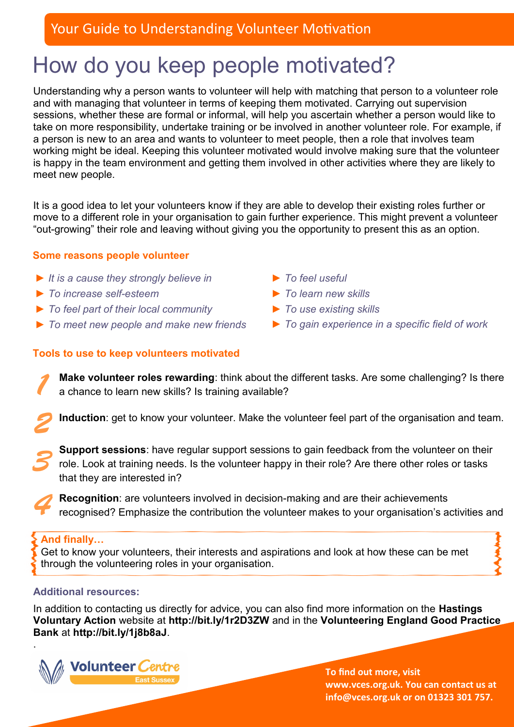Your Guide to Understanding Volunteer Motivation

# How do you keep people motivated?

Understanding why a person wants to volunteer will help with matching that person to a volunteer role and with managing that volunteer in terms of keeping them motivated. Carrying out supervision sessions, whether these are formal or informal, will help you ascertain whether a person would like to take on more responsibility, undertake training or be involved in another volunteer role. For example, if a person is new to an area and wants to volunteer to meet people, then a role that involves team working might be ideal. Keeping this volunteer motivated would involve making sure that the volunteer is happy in the team environment and getting them involved in other activities where they are likely to meet new people.

It is a good idea to let your volunteers know if they are able to develop their existing roles further or move to a different role in your organisation to gain further experience. This might prevent a volunteer "out-growing" their role and leaving without giving you the opportunity to present this as an option.

### Some reasons people volunteer

- *It is a cause they strongly believe in*
- *To increase self-esteem*
- *To feel part of their local community*
- *To meet new people and make new friends*
- *To feel useful*
- *To learn new skills*
- *To use existing skills*
- *To gain experience in a specific field of work*

### Tools to use to keep volunteers motivated

1. **Make volunteer roles rewarding**: think about the different tasks. Are some challenging? Is there a chance to learn new skills? Is training available?
2. **Induction**: get to know your volunteer. Make the volunteer feel part of the organisation and team.
3. **Support sessions**: have regular support sessions to gain feedback from the volunteer on their role. Look at training needs. Is the volunteer happy in their role? Are there other roles or tasks that they are interested in?
4. **Recognition**: are volunteers involved in decision-making and are their achievements recognised? Emphasize the contribution the volunteer makes to your organisation's activities and

**And finally…**
Get to know your volunteers, their interests and aspirations and look at how these can be met through the volunteering roles in your organisation.

### Additional resources:

In addition to contacting us directly for advice, you can also find more information on the **Hastings Voluntary Action** website at **http://bit.ly/1r2D3ZW** and in the **Volunteering England Good Practice Bank** at **http://bit.ly/1j8b8aJ**.

.

Volunteer Centre East Sussex

**To find out more, visit www.vces.org.uk. You can contact us at info@vces.org.uk or on 01323 301 757.**